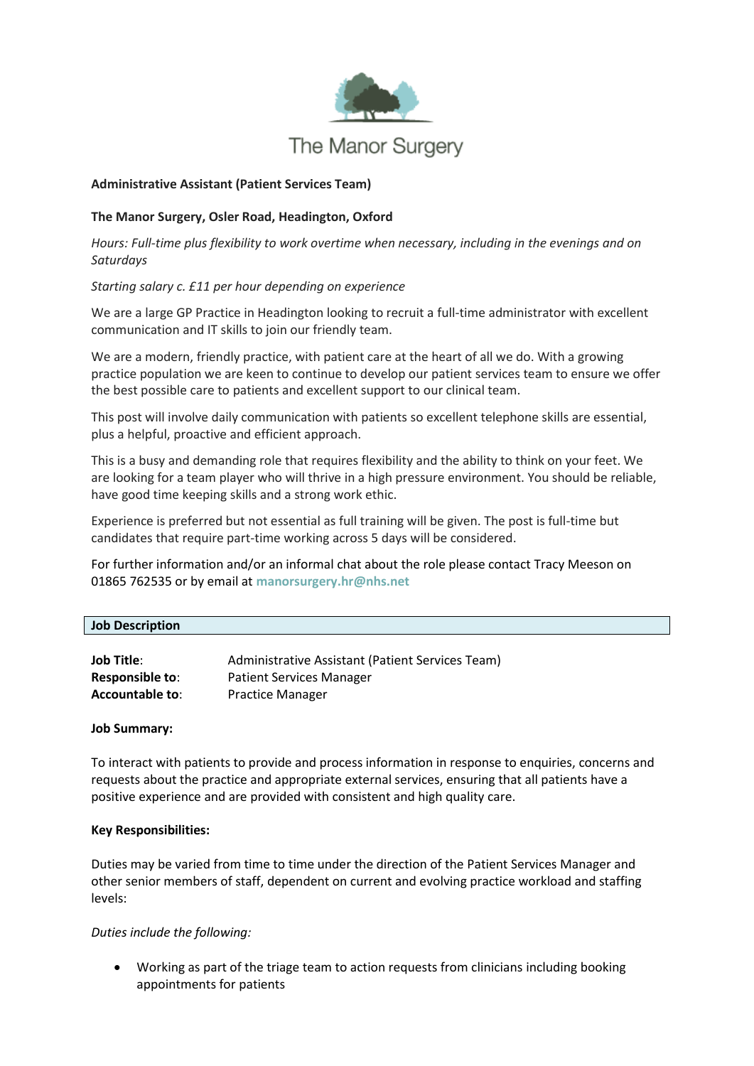The Manor Surgery

**Administrative Assistant (Patient Services Team)**

**The Manor Surgery, Osler Road, Headington, Oxford**

*Hours: Full-time plus flexibility to work overtime when necessary, including in the evenings and on Saturdays*

*Starting salary c. £11 per hour depending on experience*

We are a large GP Practice in Headington looking to recruit a full-time administrator with excellent communication and IT skills to join our friendly team.

We are a modern, friendly practice, with patient care at the heart of all we do. With a growing practice population we are keen to continue to develop our patient services team to ensure we offer the best possible care to patients and excellent support to our clinical team.

This post will involve daily communication with patients so excellent telephone skills are essential, plus a helpful, proactive and efficient approach.

This is a busy and demanding role that requires flexibility and the ability to think on your feet. We are looking for a team player who will thrive in a high pressure environment. You should be reliable, have good time keeping skills and a strong work ethic.

Experience is preferred but not essential as full training will be given. The post is full-time but candidates that require part-time working across 5 days will be considered.

For further information and/or an informal chat about the role please contact Tracy Meeson on 01865 762535 or by email at manorsurgery.hr@nhs.net

## Job Description

| | |
|---|---|
| **Job Title**: | Administrative Assistant (Patient Services Team) |
| **Responsible to**: | Patient Services Manager |
| **Accountable to**: | Practice Manager |

**Job Summary:**

To interact with patients to provide and process information in response to enquiries, concerns and requests about the practice and appropriate external services, ensuring that all patients have a positive experience and are provided with consistent and high quality care.

**Key Responsibilities:**

Duties may be varied from time to time under the direction of the Patient Services Manager and other senior members of staff, dependent on current and evolving practice workload and staffing levels:

*Duties include the following:*

- Working as part of the triage team to action requests from clinicians including booking appointments for patients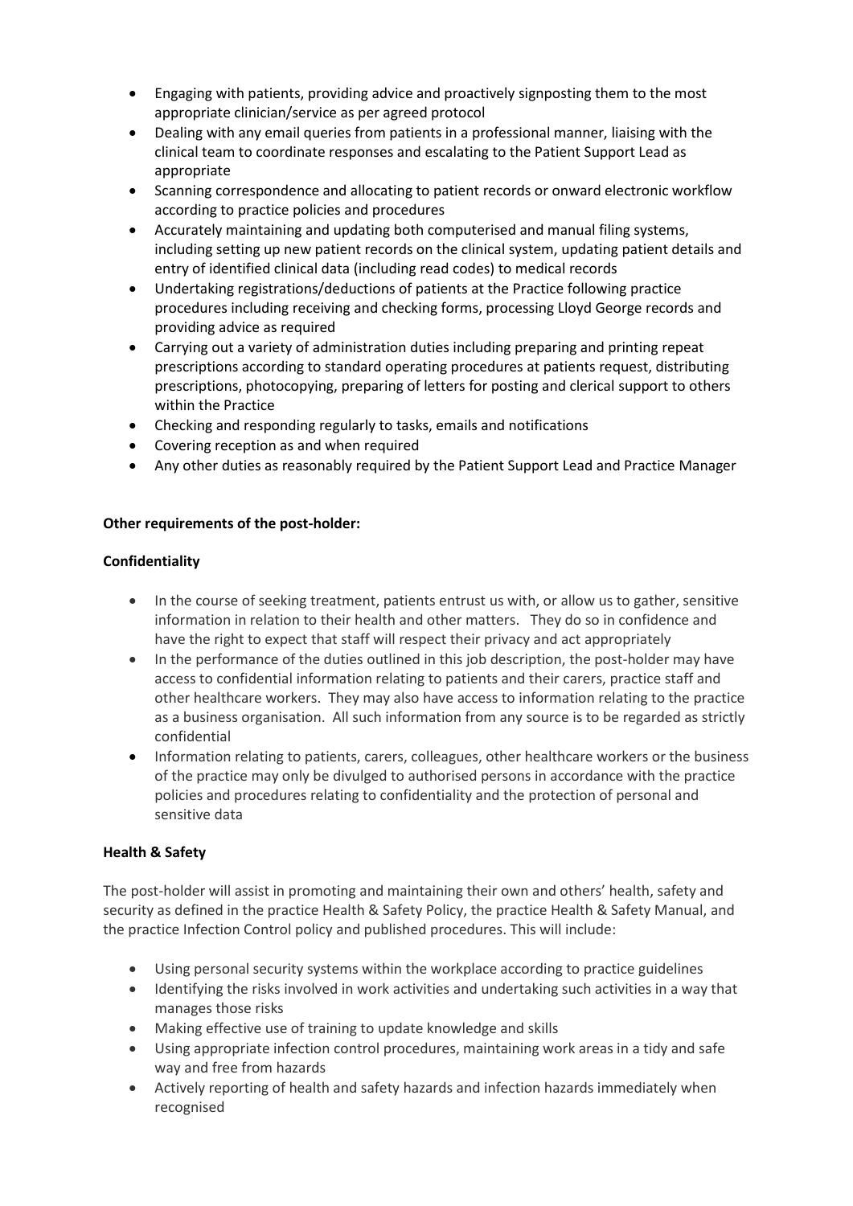- Engaging with patients, providing advice and proactively signposting them to the most appropriate clinician/service as per agreed protocol
- Dealing with any email queries from patients in a professional manner, liaising with the clinical team to coordinate responses and escalating to the Patient Support Lead as appropriate
- Scanning correspondence and allocating to patient records or onward electronic workflow according to practice policies and procedures
- Accurately maintaining and updating both computerised and manual filing systems, including setting up new patient records on the clinical system, updating patient details and entry of identified clinical data (including read codes) to medical records
- Undertaking registrations/deductions of patients at the Practice following practice procedures including receiving and checking forms, processing Lloyd George records and providing advice as required
- Carrying out a variety of administration duties including preparing and printing repeat prescriptions according to standard operating procedures at patients request, distributing prescriptions, photocopying, preparing of letters for posting and clerical support to others within the Practice
- Checking and responding regularly to tasks, emails and notifications
- Covering reception as and when required
- Any other duties as reasonably required by the Patient Support Lead and Practice Manager

**Other requirements of the post-holder:**

**Confidentiality**

- In the course of seeking treatment, patients entrust us with, or allow us to gather, sensitive information in relation to their health and other matters. They do so in confidence and have the right to expect that staff will respect their privacy and act appropriately
- In the performance of the duties outlined in this job description, the post-holder may have access to confidential information relating to patients and their carers, practice staff and other healthcare workers. They may also have access to information relating to the practice as a business organisation. All such information from any source is to be regarded as strictly confidential
- Information relating to patients, carers, colleagues, other healthcare workers or the business of the practice may only be divulged to authorised persons in accordance with the practice policies and procedures relating to confidentiality and the protection of personal and sensitive data

**Health & Safety**

The post-holder will assist in promoting and maintaining their own and others' health, safety and security as defined in the practice Health & Safety Policy, the practice Health & Safety Manual, and the practice Infection Control policy and published procedures. This will include:

- Using personal security systems within the workplace according to practice guidelines
- Identifying the risks involved in work activities and undertaking such activities in a way that manages those risks
- Making effective use of training to update knowledge and skills
- Using appropriate infection control procedures, maintaining work areas in a tidy and safe way and free from hazards
- Actively reporting of health and safety hazards and infection hazards immediately when recognised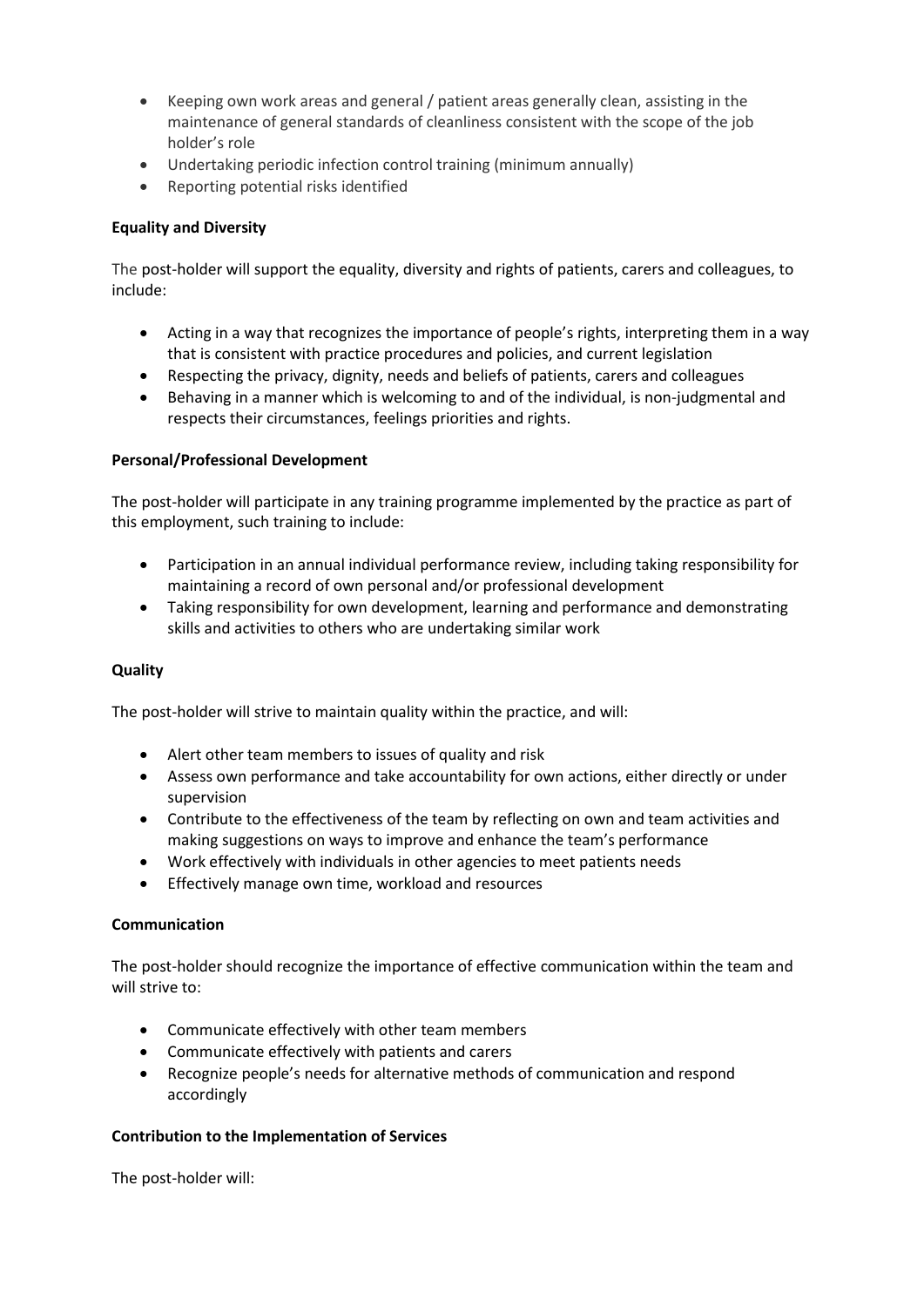- Keeping own work areas and general / patient areas generally clean, assisting in the maintenance of general standards of cleanliness consistent with the scope of the job holder's role
- Undertaking periodic infection control training (minimum annually)
- Reporting potential risks identified

**Equality and Diversity**

The post-holder will support the equality, diversity and rights of patients, carers and colleagues, to include:

- Acting in a way that recognizes the importance of people's rights, interpreting them in a way that is consistent with practice procedures and policies, and current legislation
- Respecting the privacy, dignity, needs and beliefs of patients, carers and colleagues
- Behaving in a manner which is welcoming to and of the individual, is non-judgmental and respects their circumstances, feelings priorities and rights.

**Personal/Professional Development**

The post-holder will participate in any training programme implemented by the practice as part of this employment, such training to include:

- Participation in an annual individual performance review, including taking responsibility for maintaining a record of own personal and/or professional development
- Taking responsibility for own development, learning and performance and demonstrating skills and activities to others who are undertaking similar work

**Quality**

The post-holder will strive to maintain quality within the practice, and will:

- Alert other team members to issues of quality and risk
- Assess own performance and take accountability for own actions, either directly or under supervision
- Contribute to the effectiveness of the team by reflecting on own and team activities and making suggestions on ways to improve and enhance the team's performance
- Work effectively with individuals in other agencies to meet patients needs
- Effectively manage own time, workload and resources

**Communication**

The post-holder should recognize the importance of effective communication within the team and will strive to:

- Communicate effectively with other team members
- Communicate effectively with patients and carers
- Recognize people's needs for alternative methods of communication and respond accordingly

**Contribution to the Implementation of Services**

The post-holder will: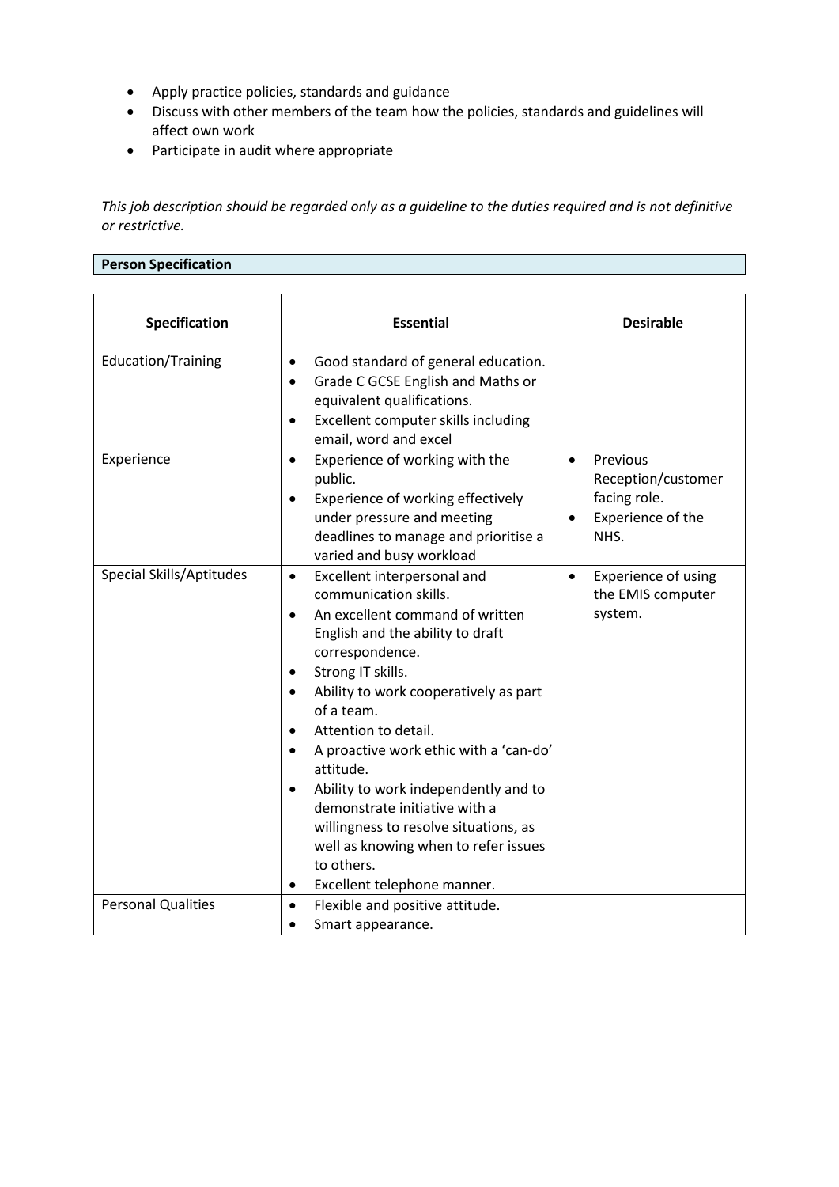- Apply practice policies, standards and guidance
- Discuss with other members of the team how the policies, standards and guidelines will affect own work
- Participate in audit where appropriate

*This job description should be regarded only as a guideline to the duties required and is not definitive or restrictive.*

**Person Specification**

| Specification | Essential | Desirable |
|---|---|---|
| Education/Training | • Good standard of general education.<br>• Grade C GCSE English and Maths or equivalent qualifications.<br>• Excellent computer skills including email, word and excel | |
| Experience | • Experience of working with the public.<br>• Experience of working effectively under pressure and meeting deadlines to manage and prioritise a varied and busy workload | • Previous Reception/customer facing role.<br>• Experience of the NHS. |
| Special Skills/Aptitudes | • Excellent interpersonal and communication skills.<br>• An excellent command of written English and the ability to draft correspondence.<br>• Strong IT skills.<br>• Ability to work cooperatively as part of a team.<br>• Attention to detail.<br>• A proactive work ethic with a 'can-do' attitude.<br>• Ability to work independently and to demonstrate initiative with a willingness to resolve situations, as well as knowing when to refer issues to others.<br>• Excellent telephone manner. | • Experience of using the EMIS computer system. |
| Personal Qualities | • Flexible and positive attitude.<br>• Smart appearance. | |